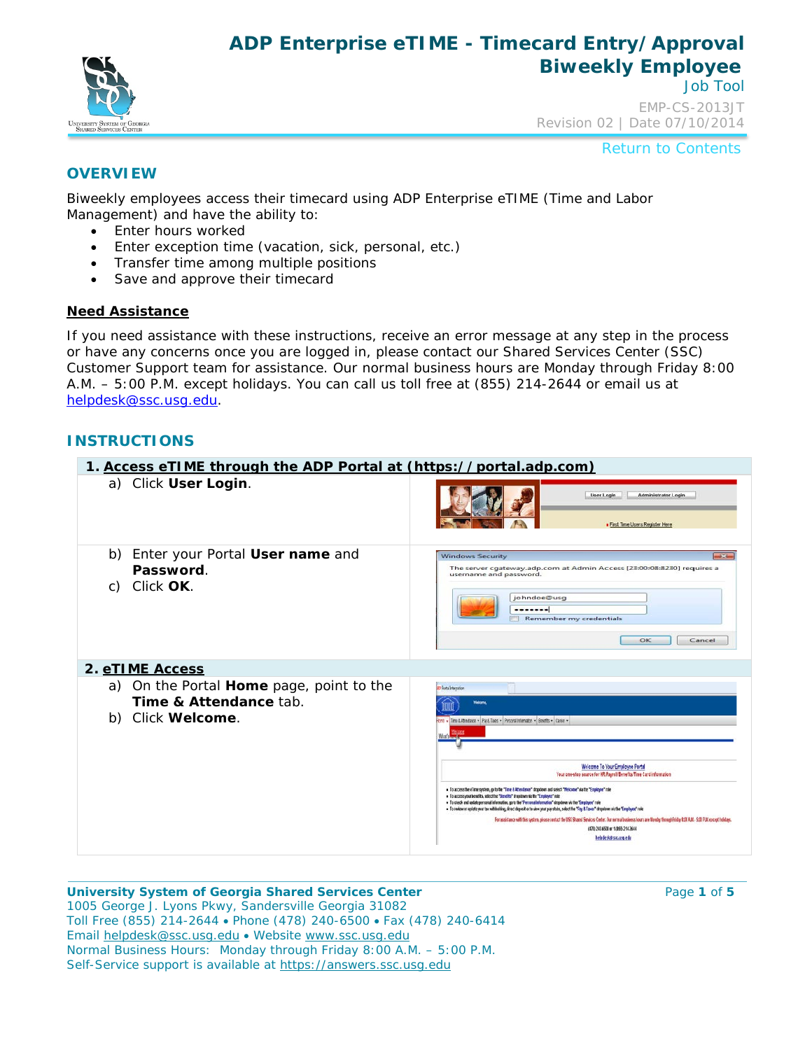# ADP Enterprise eTIME - Timecard Entry/Approval Biweekly Employee

Job Tool

EMP-CS-2013JT
Revision 02 | Date 07/10/2014

Return to Contents

## OVERVIEW

Biweekly employees access their timecard using ADP Enterprise eTIME (Time and Labor Management) and have the ability to:

- Enter hours worked
- Enter exception time (vacation, sick, personal, etc.)
- Transfer time among multiple positions
- Save and approve their timecard

### Need Assistance

If you need assistance with these instructions, receive an error message at any step in the process or have any concerns once you are logged in, please contact our Shared Services Center (SSC) Customer Support team for assistance. Our normal business hours are Monday through Friday 8:00 A.M. – 5:00 P.M. except holidays. You can call us toll free at (855) 214-2644 or email us at helpdesk@ssc.usg.edu.

## INSTRUCTIONS

| | |
|---|---|
| **1. Access eTIME through the ADP Portal at (https://portal.adp.com)** | |
| a) Click **User Login**. | |
| b) Enter your Portal **User name** and **Password**.<br>c) Click **OK**. | |
| **2. eTIME Access** | |
| a) On the Portal **Home** page, point to the **Time & Attendance** tab.<br>b) Click **Welcome**. | |

**University System of Georgia Shared Services Center**
1005 George J. Lyons Pkwy, Sandersville Georgia 31082
Toll Free (855) 214-2644 • Phone (478) 240-6500 • Fax (478) 240-6414
Email helpdesk@ssc.usg.edu • Website www.ssc.usg.edu
Normal Business Hours: Monday through Friday 8:00 A.M. – 5:00 P.M.
Self-Service support is available at https://answers.ssc.usg.edu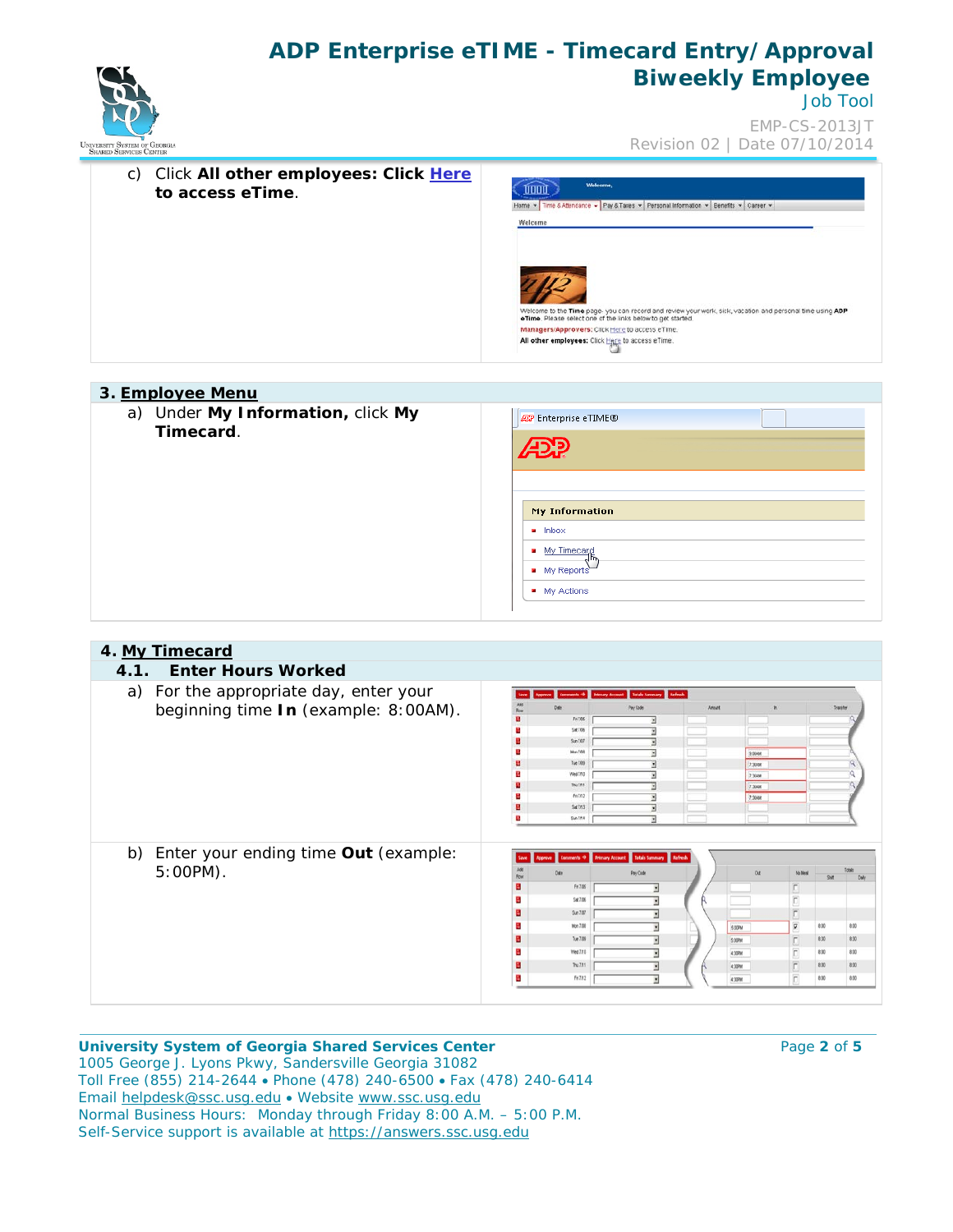c) Click **All other employees: Click Here to access eTime**.

## 3. Employee Menu

a) Under **My Information,** click **My Timecard**.

## 4. My Timecard

### 4.1. Enter Hours Worked

a) For the appropriate day, enter your beginning time **In** (example: 8:00AM).

b) Enter your ending time **Out** (example: 5:00PM).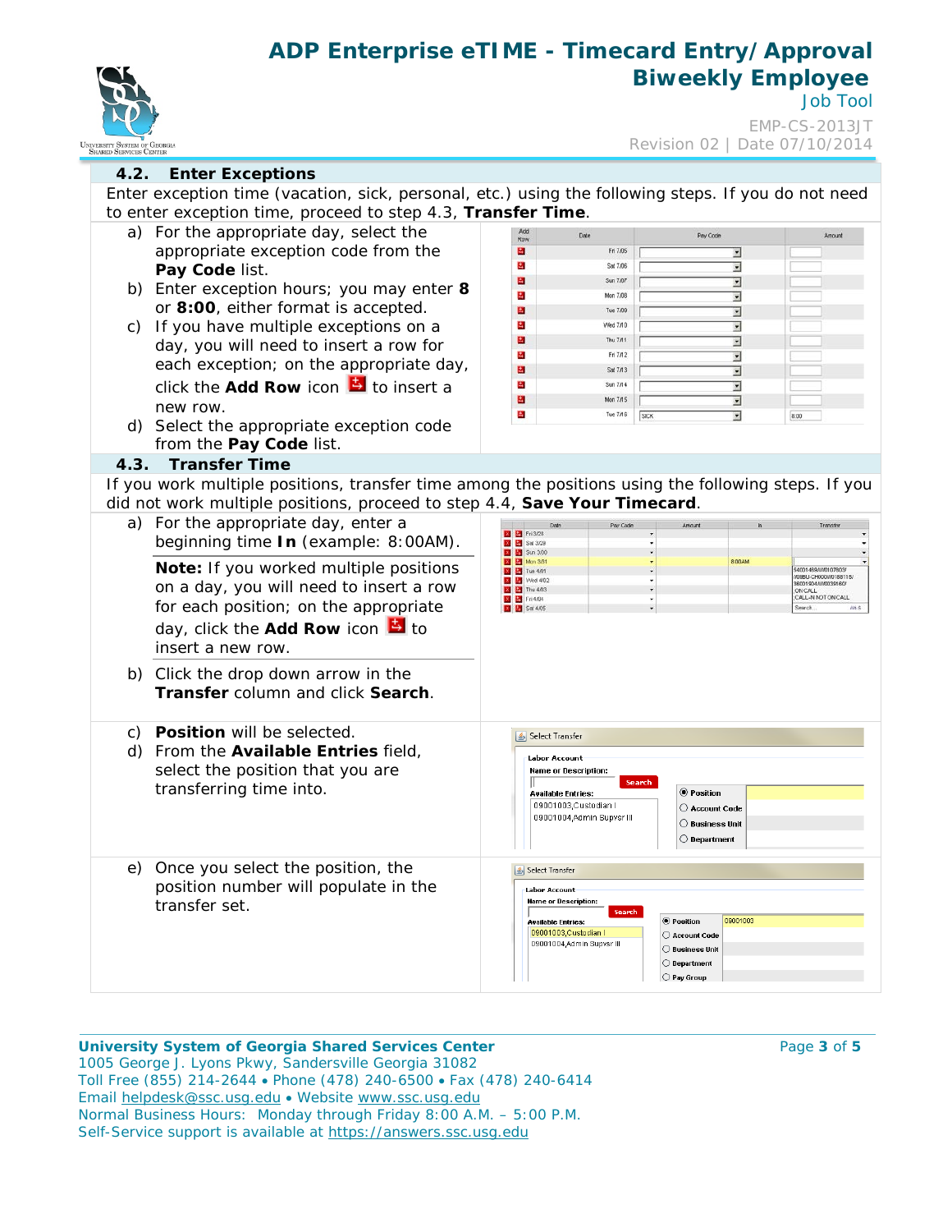## 4.2. Enter Exceptions

Enter exception time (vacation, sick, personal, etc.) using the following steps. If you do not need to enter exception time, proceed to step 4.3, **Transfer Time**.

a) For the appropriate day, select the appropriate exception code from the **Pay Code** list.

b) Enter exception hours; you may enter **8** or **8:00**, either format is accepted.

c) If you have multiple exceptions on a day, you will need to insert a row for each exception; on the appropriate day, click the **Add Row** icon to insert a new row.

d) Select the appropriate exception code from the **Pay Code** list.

## 4.3. Transfer Time

If you work multiple positions, transfer time among the positions using the following steps. If you did not work multiple positions, proceed to step 4.4, **Save Your Timecard**.

a) For the appropriate day, enter a beginning time **In** (example: 8:00AM).

**Note:** If you worked multiple positions on a day, you will need to insert a row for each position; on the appropriate day, click the **Add Row** icon to insert a new row.

b) Click the drop down arrow in the **Transfer** column and click **Search**.

c) **Position** will be selected.

d) From the **Available Entries** field, select the position that you are transferring time into.

e) Once you select the position, the position number will populate in the transfer set.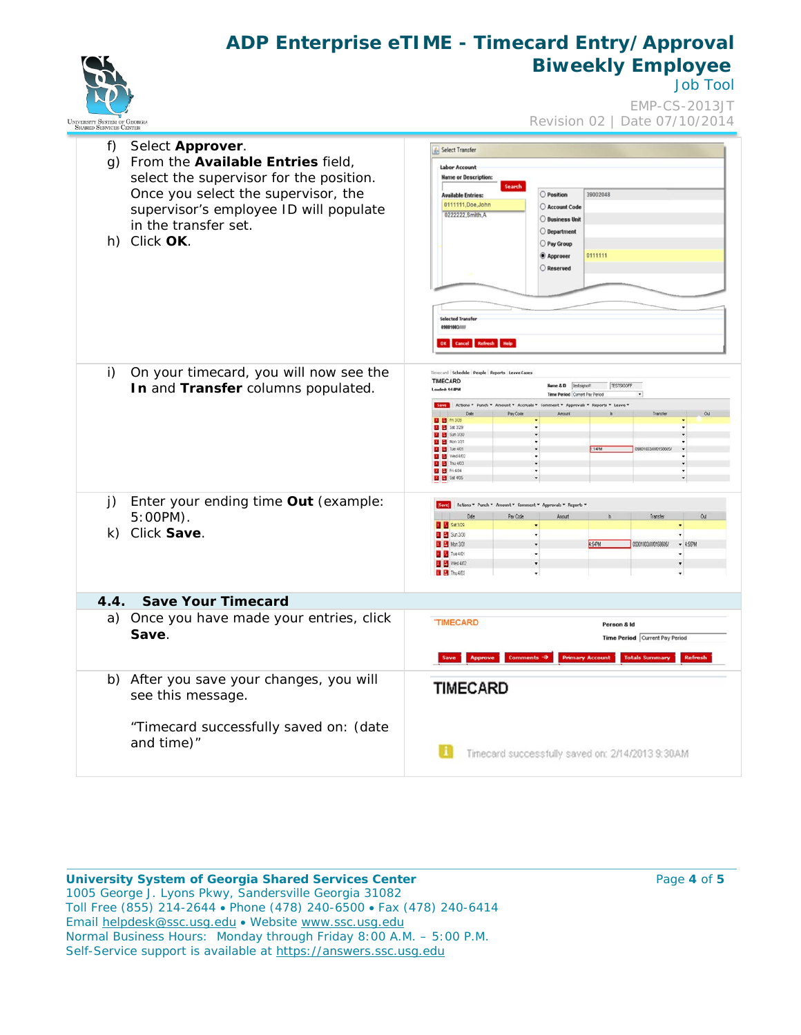f) Select **Approver**.

g) From the **Available Entries** field, select the supervisor for the position. Once you select the supervisor, the supervisor's employee ID will populate in the transfer set.

h) Click **OK**.

i) On your timecard, you will now see the **In** and **Transfer** columns populated.

j) Enter your ending time **Out** (example: 5:00PM).

k) Click **Save**.

## 4.4. Save Your Timecard

a) Once you have made your entries, click **Save**.

b) After you save your changes, you will see this message.

"Timecard successfully saved on: (date and time)"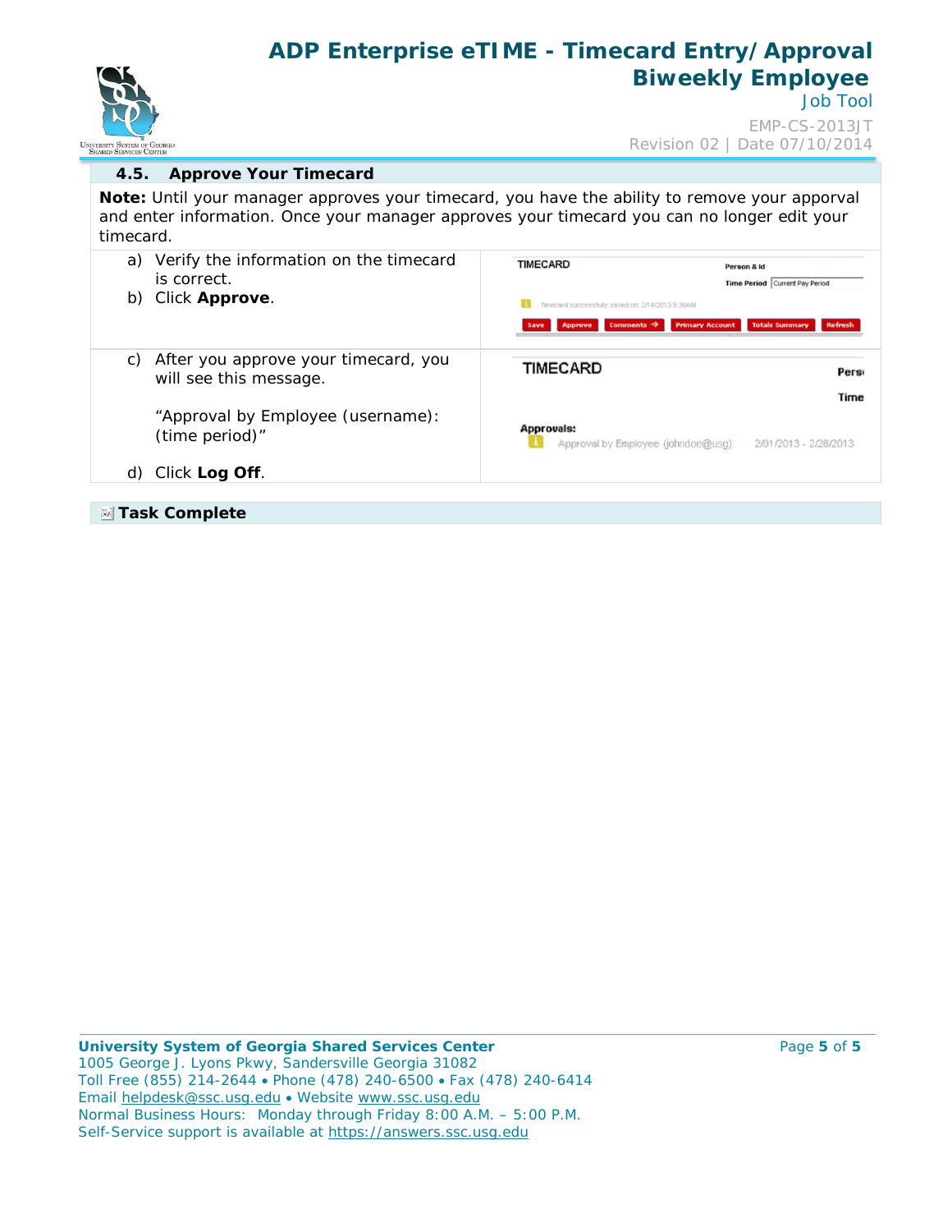### 4.5. Approve Your Timecard

**Note:** Until your manager approves your timecard, you have the ability to remove your apporval and enter information. Once your manager approves your timecard you can no longer edit your timecard.

| | |
|---|---|
| a) Verify the information on the timecard is correct.<br>b) Click **Approve**. | TIMECARD<br>Person & Id<br>Time Period: Current Pay Period<br>Timecard successfully saved on: 2/14/2013 9:30AM<br>Save · Approve · Comments · Primary Account · Totals Summary · Refresh |
| c) After you approve your timecard, you will see this message.<br><br>"Approval by Employee (username): (time period)"<br><br>d) Click **Log Off**. | TIMECARD<br>Pers<br>Time<br>Approvals:<br>Approval by Employee (johndoe@usg): 2/01/2013 - 2/28/2013 |

**Task Complete**

**University System of Georgia Shared Services Center**
1005 George J. Lyons Pkwy, Sandersville Georgia 31082
Toll Free (855) 214-2644 • Phone (478) 240-6500 • Fax (478) 240-6414
Email helpdesk@ssc.usg.edu • Website www.ssc.usg.edu
Normal Business Hours: Monday through Friday 8:00 A.M. – 5:00 P.M.
Self-Service support is available at https://answers.ssc.usg.edu